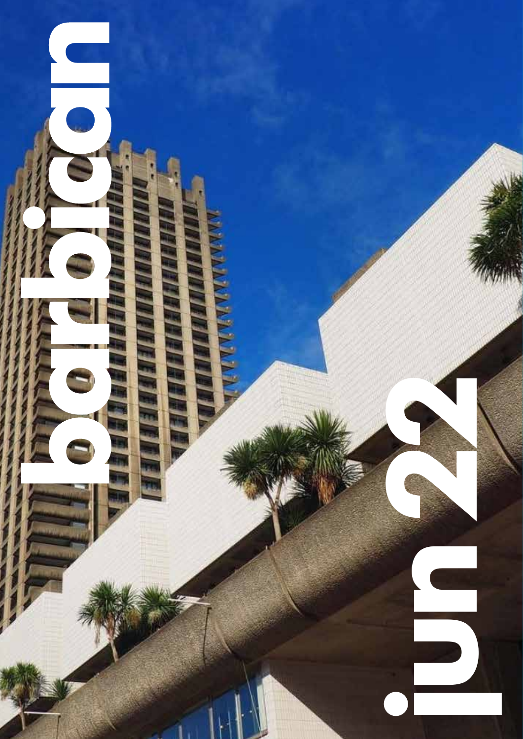# barbican

# jun 22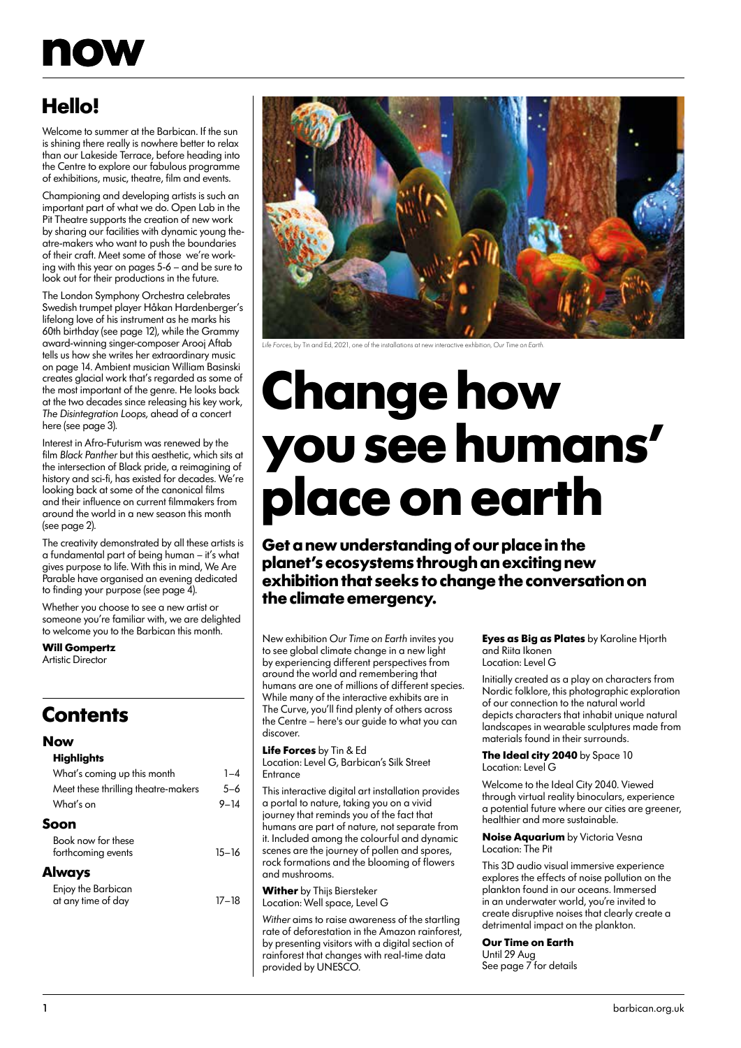# now

## Hello!

Welcome to summer at the Barbican. If the sun is shining there really is nowhere better to relax than our Lakeside Terrace, before heading into the Centre to explore our fabulous programme of exhibitions, music, theatre, film and events.

Championing and developing artists is such an important part of what we do. Open Lab in the Pit Theatre supports the creation of new work by sharing our facilities with dynamic young theatre-makers who want to push the boundaries of their craft. Meet some of those we're working with this year on pages 5-6 – and be sure to look out for their productions in the future.

The London Symphony Orchestra celebrates Swedish trumpet player Håkan Hardenberger's lifelong love of his instrument as he marks his 60th birthday (see page 12), while the Grammy award-winning singer-composer Arooj Aftab tells us how she writes her extraordinary music on page 14. Ambient musician William Basinski creates glacial work that's regarded as some of the most important of the genre. He looks back at the two decades since releasing his key work, *The Disintegration Loops*, ahead of a concert here (see page 3).

Interest in Afro-Futurism was renewed by the film *Black Panther* but this aesthetic, which sits at the intersection of Black pride, a reimagining of history and sci-fi, has existed for decades. We're looking back at some of the canonical films and their influence on current filmmakers from around the world in a new season this month (see page 2).

The creativity demonstrated by all these artists is a fundamental part of being human – it's what gives purpose to life. With this in mind, We Are Parable have organised an evening dedicated to finding your purpose (see page 4).

Whether you choose to see a new artist or someone you're familiar with, we are delighted to welcome you to the Barbican this month.

**Will Gompertz**
Artistic Director

## Contents

### Now

**Highlights**

| | |
|---|---|
| What's coming up this month | 1–4 |
| Meet these thrilling theatre-makers | 5–6 |
| What's on | 9–14 |

### Soon

| | |
|---|---|
| Book now for these forthcoming events | 15–16 |

### Always

| | |
|---|---|
| Enjoy the Barbican at any time of day | 17–18 |

*Life Forces*, by Tin and Ed, 2021, one of the installations at new interactive exhibition, *Our Time on Earth*.

# Change how you see humans' place on earth

**Get a new understanding of our place in the planet's ecosystems through an exciting new exhibition that seeks to change the conversation on the climate emergency.**

New exhibition *Our Time on Earth* invites you to see global climate change in a new light by experiencing different perspectives from around the world and remembering that humans are one of millions of different species. While many of the interactive exhibits are in The Curve, you'll find plenty of others across the Centre – here's our guide to what you can discover.

**Life Forces** by Tin & Ed
Location: Level G, Barbican's Silk Street Entrance

This interactive digital art installation provides a portal to nature, taking you on a vivid journey that reminds you of the fact that humans are part of nature, not separate from it. Included among the colourful and dynamic scenes are the journey of pollen and spores, rock formations and the blooming of flowers and mushrooms.

**Wither** by Thijs Biersteker
Location: Well space, Level G

*Wither* aims to raise awareness of the startling rate of deforestation in the Amazon rainforest, by presenting visitors with a digital section of rainforest that changes with real-time data provided by UNESCO.

**Eyes as Big as Plates** by Karoline Hjorth and Riita Ikonen
Location: Level G

Initially created as a play on characters from Nordic folklore, this photographic exploration of our connection to the natural world depicts characters that inhabit unique natural landscapes in wearable sculptures made from materials found in their surrounds.

**The Ideal city 2040** by Space 10
Location: Level G

Welcome to the Ideal City 2040. Viewed through virtual reality binoculars, experience a potential future where our cities are greener, healthier and more sustainable.

**Noise Aquarium** by Victoria Vesna
Location: The Pit

This 3D audio visual immersive experience explores the effects of noise pollution on the plankton found in our oceans. Immersed in an underwater world, you're invited to create disruptive noises that clearly create a detrimental impact on the plankton.

**Our Time on Earth**
Until 29 Aug
See page 7 for details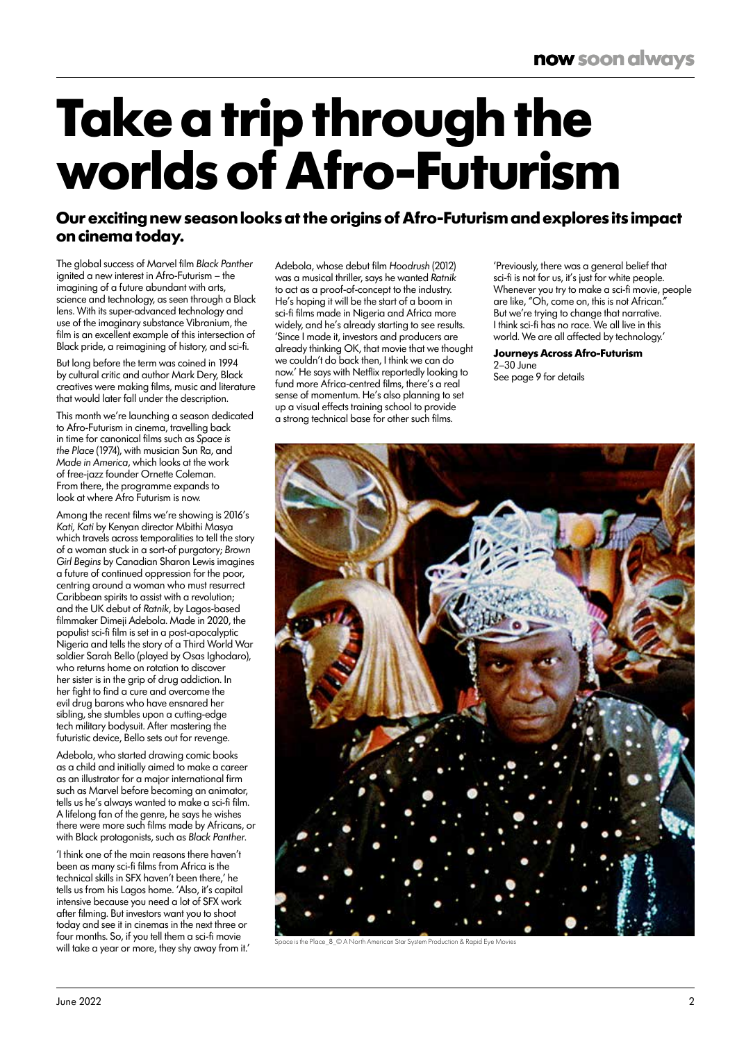# Take a trip through the worlds of Afro-Futurism

## Our exciting new season looks at the origins of Afro-Futurism and explores its impact on cinema today.

The global success of Marvel film *Black Panther* ignited a new interest in Afro-Futurism – the imagining of a future abundant with arts, science and technology, as seen through a Black lens. With its super-advanced technology and use of the imaginary substance Vibranium, the film is an excellent example of this intersection of Black pride, a reimagining of history, and sci-fi.

But long before the term was coined in 1994 by cultural critic and author Mark Dery, Black creatives were making films, music and literature that would later fall under the description.

This month we're launching a season dedicated to Afro-Futurism in cinema, travelling back in time for canonical films such as *Space is the Place* (1974), with musician Sun Ra, and *Made in America*, which looks at the work of free-jazz founder Ornette Coleman. From there, the programme expands to look at where Afro Futurism is now.

Among the recent films we're showing is 2016's *Kati, Kati* by Kenyan director Mbithi Masya which travels across temporalities to tell the story of a woman stuck in a sort-of purgatory; *Brown Girl Begins* by Canadian Sharon Lewis imagines a future of continued oppression for the poor, centring around a woman who must resurrect Caribbean spirits to assist with a revolution; and the UK debut of *Ratnik*, by Lagos-based filmmaker Dimeji Adebola. Made in 2020, the populist sci-fi film is set in a post-apocalyptic Nigeria and tells the story of a Third World War soldier Sarah Bello (played by Osas Ighodaro), who returns home on rotation to discover her sister is in the grip of drug addiction. In her fight to find a cure and overcome the evil drug barons who have ensnared her sibling, she stumbles upon a cutting-edge tech military bodysuit. After mastering the futuristic device, Bello sets out for revenge.

Adebola, who started drawing comic books as a child and initially aimed to make a career as an illustrator for a major international firm such as Marvel before becoming an animator, tells us he's always wanted to make a sci-fi film. A lifelong fan of the genre, he says he wishes there were more such films made by Africans, or with Black protagonists, such as *Black Panther*.

'I think one of the main reasons there haven't been as many sci-fi films from Africa is the technical skills in SFX haven't been there,' he tells us from his Lagos home. 'Also, it's capital intensive because you need a lot of SFX work after filming. But investors want you to shoot today and see it in cinemas in the next three or four months. So, if you tell them a sci-fi movie will take a year or more, they shy away from it.'

Adebola, whose debut film *Hoodrush* (2012) was a musical thriller, says he wanted *Ratnik* to act as a proof-of-concept to the industry. He's hoping it will be the start of a boom in sci-fi films made in Nigeria and Africa more widely, and he's already starting to see results. 'Since I made it, investors and producers are already thinking OK, that movie that we thought we couldn't do back then, I think we can do now.' He says with Netflix reportedly looking to fund more Africa-centred films, there's a real sense of momentum. He's also planning to set up a visual effects training school to provide a strong technical base for other such films.

'Previously, there was a general belief that sci-fi is not for us, it's just for white people. Whenever you try to make a sci-fi movie, people are like, "Oh, come on, this is not African." But we're trying to change that narrative. I think sci-fi has no race. We all live in this world. We are all affected by technology.'

**Journeys Across Afro-Futurism**
2–30 June
See page 9 for details

Space is the Place_8_© A North American Star System Production & Rapid Eye Movies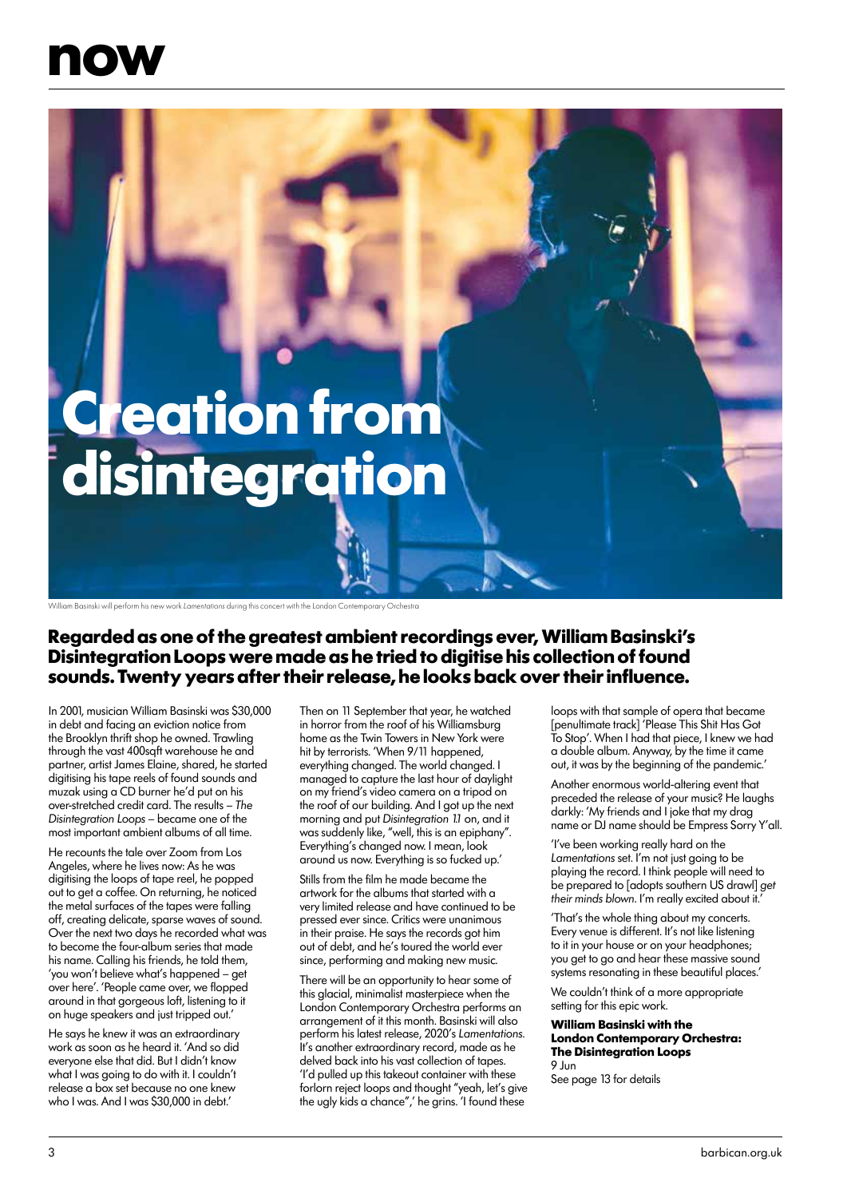# now

# Creation from disintegration

William Basinski will perform his new work *Lamentations* during this concert with the London Contemporary Orchestra

**Regarded as one of the greatest ambient recordings ever, William Basinski's Disintegration Loops were made as he tried to digitise his collection of found sounds. Twenty years after their release, he looks back over their influence.**

In 2001, musician William Basinski was $30,000 in debt and facing an eviction notice from the Brooklyn thrift shop he owned. Trawling through the vast 400sqft warehouse he and partner, artist James Elaine, shared, he started digitising his tape reels of found sounds and muzak using a CD burner he'd put on his over-stretched credit card. The results – *The Disintegration Loops* – became one of the most important ambient albums of all time.

He recounts the tale over Zoom from Los Angeles, where he lives now: As he was digitising the loops of tape reel, he popped out to get a coffee. On returning, he noticed the metal surfaces of the tapes were falling off, creating delicate, sparse waves of sound. Over the next two days he recorded what was to become the four-album series that made his name. Calling his friends, he told them, 'you won't believe what's happened – get over here'. 'People came over, we flopped around in that gorgeous loft, listening to it on huge speakers and just tripped out.'

He says he knew it was an extraordinary work as soon as he heard it. 'And so did everyone else that did. But I didn't know what I was going to do with it. I couldn't release a box set because no one knew who I was. And I was $30,000 in debt.'

Then on 11 September that year, he watched in horror from the roof of his Williamsburg home as the Twin Towers in New York were hit by terrorists. 'When 9/11 happened, everything changed. The world changed. I managed to capture the last hour of daylight on my friend's video camera on a tripod on the roof of our building. And I got up the next morning and put *Disintegration 1.1* on, and it was suddenly like, "well, this is an epiphany". Everything's changed now. I mean, look around us now. Everything is so fucked up.'

Stills from the film he made became the artwork for the albums that started with a very limited release and have continued to be pressed ever since. Critics were unanimous in their praise. He says the records got him out of debt, and he's toured the world ever since, performing and making new music.

There will be an opportunity to hear some of this glacial, minimalist masterpiece when the London Contemporary Orchestra performs an arrangement of it this month. Basinski will also perform his latest release, 2020's *Lamentations*. It's another extraordinary record, made as he delved back into his vast collection of tapes. 'I'd pulled up this takeout container with these forlorn reject loops and thought "yeah, let's give the ugly kids a chance",' he grins. 'I found these loops with that sample of opera that became [penultimate track] 'Please This Shit Has Got To Stop'. When I had that piece, I knew we had a double album. Anyway, by the time it came out, it was by the beginning of the pandemic.'

Another enormous world-altering event that preceded the release of your music? He laughs darkly: 'My friends and I joke that my drag name or DJ name should be Empress Sorry Y'all.

'I've been working really hard on the *Lamentations* set. I'm not just going to be playing the record. I think people will need to be prepared to [adopts southern US drawl] *get their minds blown*. I'm really excited about it.'

'That's the whole thing about my concerts. Every venue is different. It's not like listening to it in your house or on your headphones; you get to go and hear these massive sound systems resonating in these beautiful places.'

We couldn't think of a more appropriate setting for this epic work.

**William Basinski with the London Contemporary Orchestra: The Disintegration Loops**
9 Jun
See page 13 for details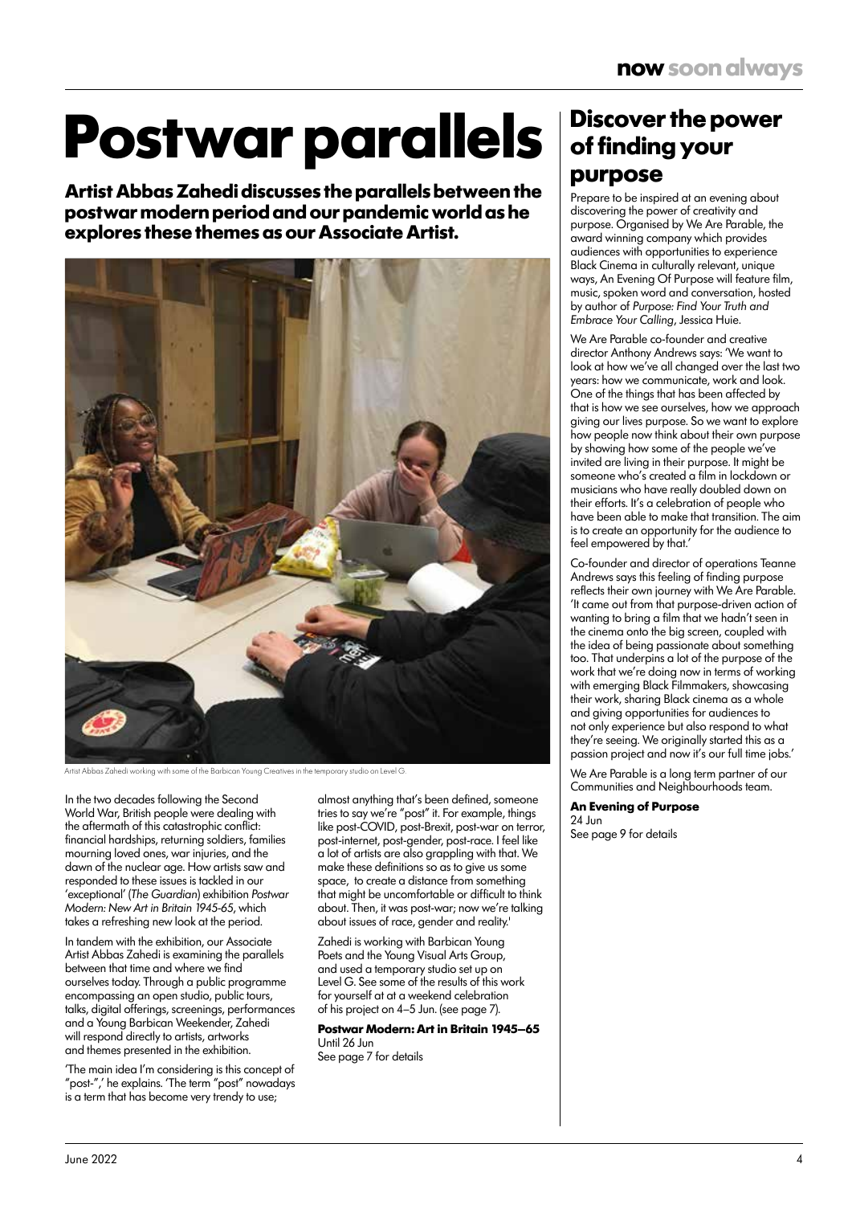# Postwar parallels

**Artist Abbas Zahedi discusses the parallels between the postwar modern period and our pandemic world as he explores these themes as our Associate Artist.**

Artist Abbas Zahedi working with some of the Barbican Young Creatives in the temporary studio on Level G.

In the two decades following the Second World War, British people were dealing with the aftermath of this catastrophic conflict: financial hardships, returning soldiers, families mourning loved ones, war injuries, and the dawn of the nuclear age. How artists saw and responded to these issues is tackled in our 'exceptional' (*The Guardian*) exhibition *Postwar Modern: New Art in Britain 1945-65*, which takes a refreshing new look at the period.

In tandem with the exhibition, our Associate Artist Abbas Zahedi is examining the parallels between that time and where we find ourselves today. Through a public programme encompassing an open studio, public tours, talks, digital offerings, screenings, performances and a Young Barbican Weekender, Zahedi will respond directly to artists, artworks and themes presented in the exhibition.

'The main idea I'm considering is this concept of "post-",' he explains. 'The term "post" nowadays is a term that has become very trendy to use; almost anything that's been defined, someone tries to say we're "post" it. For example, things like post-COVID, post-Brexit, post-war on terror, post-internet, post-gender, post-race. I feel like a lot of artists are also grappling with that. We make these definitions so as to give us some space, to create a distance from something that might be uncomfortable or difficult to think about. Then, it was post-war; now we're talking about issues of race, gender and reality.'

Zahedi is working with Barbican Young Poets and the Young Visual Arts Group, and used a temporary studio set up on Level G. See some of the results of this work for yourself at at a weekend celebration of his project on 4–5 Jun. (see page 7).

**Postwar Modern: Art in Britain 1945–65**
Until 26 Jun
See page 7 for details

## Discover the power of finding your purpose

Prepare to be inspired at an evening about discovering the power of creativity and purpose. Organised by We Are Parable, the award winning company which provides audiences with opportunities to experience Black Cinema in culturally relevant, unique ways, An Evening Of Purpose will feature film, music, spoken word and conversation, hosted by author of *Purpose: Find Your Truth and Embrace Your Calling*, Jessica Huie.

We Are Parable co-founder and creative director Anthony Andrews says: 'We want to look at how we've all changed over the last two years: how we communicate, work and look. One of the things that has been affected by that is how we see ourselves, how we approach giving our lives purpose. So we want to explore how people now think about their own purpose by showing how some of the people we've invited are living in their purpose. It might be someone who's created a film in lockdown or musicians who have really doubled down on their efforts. It's a celebration of people who have been able to make that transition. The aim is to create an opportunity for the audience to feel empowered by that.'

Co-founder and director of operations Teanne Andrews says this feeling of finding purpose reflects their own journey with We Are Parable. 'It came out from that purpose-driven action of wanting to bring a film that we hadn't seen in the cinema onto the big screen, coupled with the idea of being passionate about something too. That underpins a lot of the purpose of the work that we're doing now in terms of working with emerging Black Filmmakers, showcasing their work, sharing Black cinema as a whole and giving opportunities for audiences to not only experience but also respond to what they're seeing. We originally started this as a passion project and now it's our full time jobs.'

We Are Parable is a long term partner of our Communities and Neighbourhoods team.

**An Evening of Purpose**
24 Jun
See page 9 for details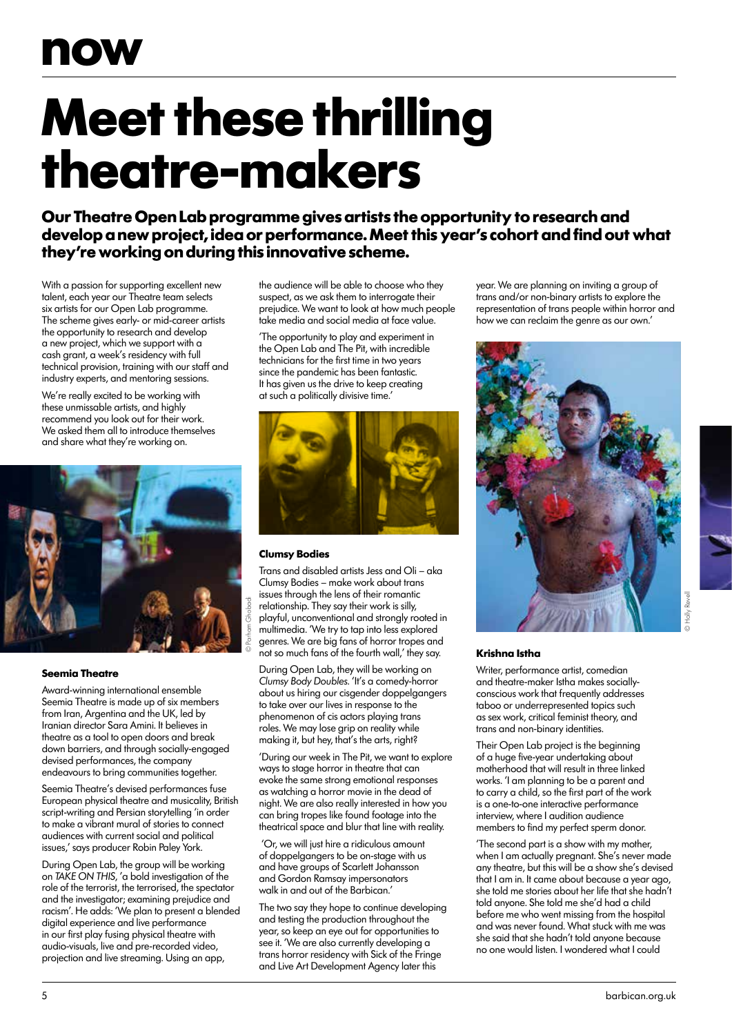# Meet these thrilling theatre-makers

**Our Theatre Open Lab programme gives artists the opportunity to research and develop a new project, idea or performance. Meet this year's cohort and find out what they're working on during this innovative scheme.**

With a passion for supporting excellent new talent, each year our Theatre team selects six artists for our Open Lab programme. The scheme gives early- or mid-career artists the opportunity to research and develop a new project, which we support with a cash grant, a week's residency with full technical provision, training with our staff and industry experts, and mentoring sessions.

We're really excited to be working with these unmissable artists, and highly recommend you look out for their work. We asked them all to introduce themselves and share what they're working on.

### Seemia Theatre

Award-winning international ensemble Seemia Theatre is made up of six members from Iran, Argentina and the UK, led by Iranian director Sara Amini. It believes in theatre as a tool to open doors and break down barriers, and through socially-engaged devised performances, the company endeavours to bring communities together.

Seemia Theatre's devised performances fuse European physical theatre and musicality, British script-writing and Persian storytelling 'in order to make a vibrant mural of stories to connect audiences with current social and political issues,' says producer Robin Paley York.

During Open Lab, the group will be working on *TAKE ON THIS*, 'a bold investigation of the role of the terrorist, the terrorised, the spectator and the investigator; examining prejudice and racism'. He adds: 'We plan to present a blended digital experience and live performance in our first play fusing physical theatre with audio-visuals, live and pre-recorded video, projection and live streaming. Using an app, the audience will be able to choose who they suspect, as we ask them to interrogate their prejudice. We want to look at how much people take media and social media at face value.

'The opportunity to play and experiment in the Open Lab and The Pit, with incredible technicians for the first time in two years since the pandemic has been fantastic. It has given us the drive to keep creating at such a politically divisive time.'

© Parham Ghobadi

### Clumsy Bodies

Trans and disabled artists Jess and Oli – aka Clumsy Bodies – make work about trans issues through the lens of their romantic relationship. They say their work is silly, playful, unconventional and strongly rooted in multimedia. 'We try to tap into less explored genres. We are big fans of horror tropes and not so much fans of the fourth wall,' they say.

During Open Lab, they will be working on *Clumsy Body Doubles*. 'It's a comedy-horror about us hiring our cisgender doppelgangers to take over our lives in response to the phenomenon of cis actors playing trans roles. We may lose grip on reality while making it, but hey, that's the arts, right?

'During our week in The Pit, we want to explore ways to stage horror in theatre that can evoke the same strong emotional responses as watching a horror movie in the dead of night. We are also really interested in how you can bring tropes like found footage into the theatrical space and blur that line with reality.

'Or, we will just hire a ridiculous amount of doppelgangers to be on-stage with us and have groups of Scarlett Johansson and Gordon Ramsay impersonators walk in and out of the Barbican.'

The two say they hope to continue developing and testing the production throughout the year, so keep an eye out for opportunities to see it. 'We are also currently developing a trans horror residency with Sick of the Fringe and Live Art Development Agency later this year. We are planning on inviting a group of trans and/or non-binary artists to explore the representation of trans people within horror and how we can reclaim the genre as our own.'

© Holly Revell

### Krishna Istha

Writer, performance artist, comedian and theatre-maker Istha makes socially-conscious work that frequently addresses taboo or underrepresented topics such as sex work, critical feminist theory, and trans and non-binary identities.

Their Open Lab project is the beginning of a huge five-year undertaking about motherhood that will result in three linked works. 'I am planning to be a parent and to carry a child, so the first part of the work is a one-to-one interactive performance interview, where I audition audience members to find my perfect sperm donor.

'The second part is a show with my mother, when I am actually pregnant. She's never made any theatre, but this will be a show she's devised that I am in. It came about because a year ago, she told me stories about her life that she hadn't told anyone. She told me she'd had a child before me who went missing from the hospital and was never found. What stuck with me was she said that she hadn't told anyone because no one would listen. I wondered what I could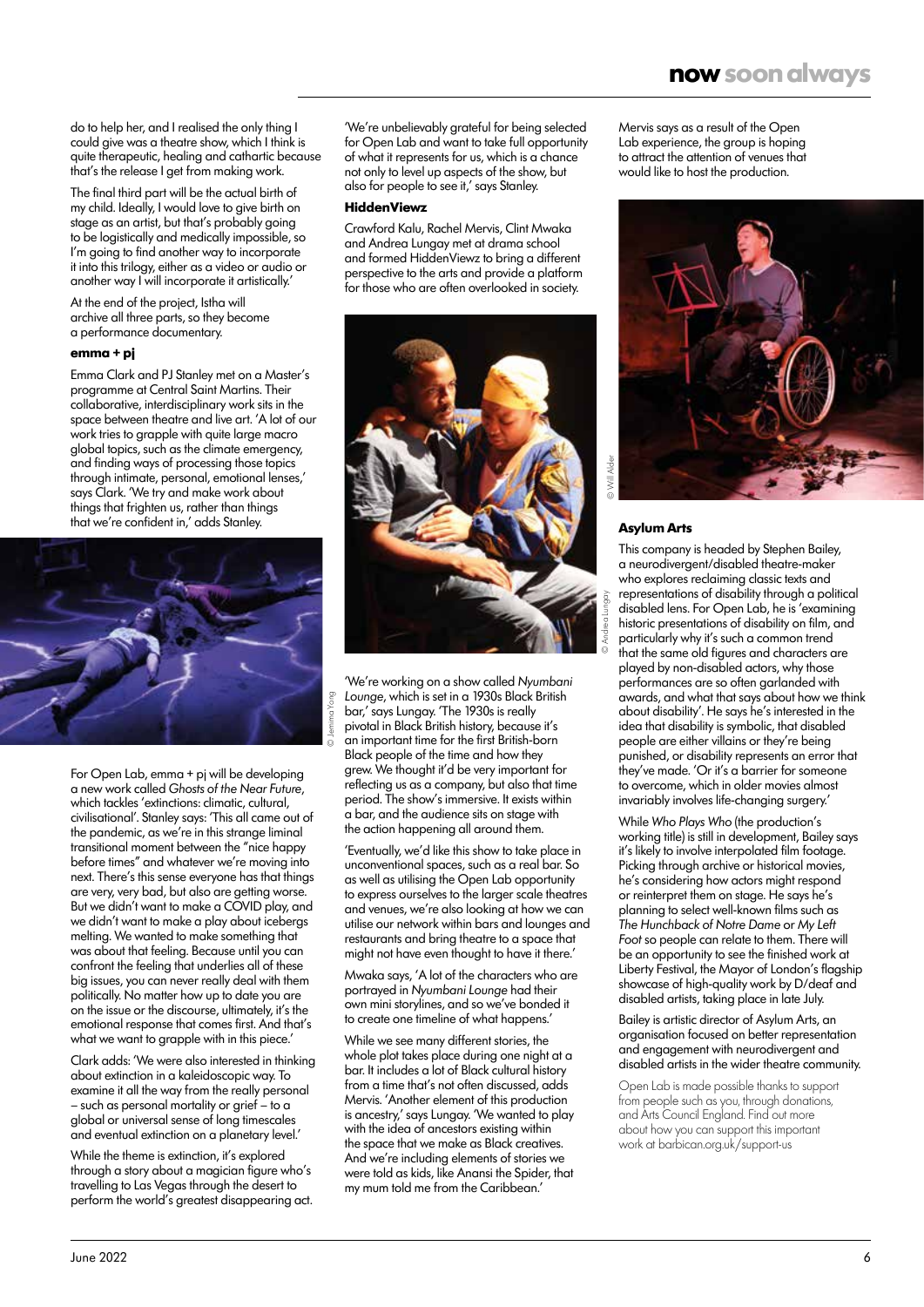do to help her, and I realised the only thing I could give was a theatre show, which I think is quite therapeutic, healing and cathartic because that's the release I get from making work.

The final third part will be the actual birth of my child. Ideally, I would love to give birth on stage as an artist, but that's probably going to be logistically and medically impossible, so I'm going to find another way to incorporate it into this trilogy, either as a video or audio or another way I will incorporate it artistically.'

At the end of the project, Istha will archive all three parts, so they become a performance documentary.

#### emma + pj

Emma Clark and PJ Stanley met on a Master's programme at Central Saint Martins. Their collaborative, interdisciplinary work sits in the space between theatre and live art. 'A lot of our work tries to grapple with quite large macro global topics, such as the climate emergency, and finding ways of processing those topics through intimate, personal, emotional lenses,' says Clark. 'We try and make work about things that frighten us, rather than things that we're confident in,' adds Stanley.

© Jemima Yong

For Open Lab, emma + pj will be developing a new work called *Ghosts of the Near Future*, which tackles 'extinctions: climatic, cultural, civilisational'. Stanley says: 'This all came out of the pandemic, as we're in this strange liminal transitional moment between the "nice happy before times" and whatever we're moving into next. There's this sense everyone has that things are very, very bad, but also are getting worse. But we didn't want to make a COVID play, and we didn't want to make a play about icebergs melting. We wanted to make something that was about that feeling. Because until you can confront the feeling that underlies all of these big issues, you can never really deal with them politically. No matter how up to date you are on the issue or the discourse, ultimately, it's the emotional response that comes first. And that's what we want to grapple with in this piece.'

Clark adds: 'We were also interested in thinking about extinction in a kaleidoscopic way. To examine it all the way from the really personal – such as personal mortality or grief – to a global or universal sense of long timescales and eventual extinction on a planetary level.'

While the theme is extinction, it's explored through a story about a magician figure who's travelling to Las Vegas through the desert to perform the world's greatest disappearing act.

'We're unbelievably grateful for being selected for Open Lab and want to take full opportunity of what it represents for us, which is a chance not only to level up aspects of the show, but also for people to see it,' says Stanley.

#### HiddenViewz

Crawford Kalu, Rachel Mervis, Clint Mwaka and Andrea Lungay met at drama school and formed HiddenViewz to bring a different perspective to the arts and provide a platform for those who are often overlooked in society.

© Andrea Lungay

'We're working on a show called *Nyumbani Lounge*, which is set in a 1930s Black British bar,' says Lungay. 'The 1930s is really pivotal in Black British history, because it's an important time for the first British-born Black people of the time and how they grew. We thought it'd be very important for reflecting us as a company, but also that time period. The show's immersive. It exists within a bar, and the audience sits on stage with the action happening all around them.

'Eventually, we'd like this show to take place in unconventional spaces, such as a real bar. So as well as utilising the Open Lab opportunity to express ourselves to the larger scale theatres and venues, we're also looking at how we can utilise our network within bars and lounges and restaurants and bring theatre to a space that might not have even thought to have it there.'

Mwaka says, 'A lot of the characters who are portrayed in *Nyumbani Lounge* had their own mini storylines, and so we've bonded it to create one timeline of what happens.'

While we see many different stories, the whole plot takes place during one night at a bar. It includes a lot of Black cultural history from a time that's not often discussed, adds Mervis. 'Another element of this production is ancestry,' says Lungay. 'We wanted to play with the idea of ancestors existing within the space that we make as Black creatives. And we're including elements of stories we were told as kids, like Anansi the Spider, that my mum told me from the Caribbean.'

Mervis says as a result of the Open Lab experience, the group is hoping to attract the attention of venues that would like to host the production.

© Will Alder

#### Asylum Arts

This company is headed by Stephen Bailey, a neurodivergent/disabled theatre-maker who explores reclaiming classic texts and representations of disability through a political disabled lens. For Open Lab, he is 'examining historic presentations of disability on film, and particularly why it's such a common trend that the same old figures and characters are played by non-disabled actors, why those performances are so often garlanded with awards, and what that says about how we think about disability'. He says he's interested in the idea that disability is symbolic, that disabled people are either villains or they're being punished, or disability represents an error that they've made. 'Or it's a barrier for someone to overcome, which in older movies almost invariably involves life-changing surgery.'

While *Who Plays Who* (the production's working title) is still in development, Bailey says it's likely to involve interpolated film footage. Picking through archive or historical movies, he's considering how actors might respond or reinterpret them on stage. He says he's planning to select well-known films such as *The Hunchback of Notre Dame* or *My Left Foot* so people can relate to them. There will be an opportunity to see the finished work at Liberty Festival, the Mayor of London's flagship showcase of high-quality work by D/deaf and disabled artists, taking place in late July.

Bailey is artistic director of Asylum Arts, an organisation focused on better representation and engagement with neurodivergent and disabled artists in the wider theatre community.

Open Lab is made possible thanks to support from people such as you, through donations, and Arts Council England. Find out more about how you can support this important work at barbican.org.uk/support-us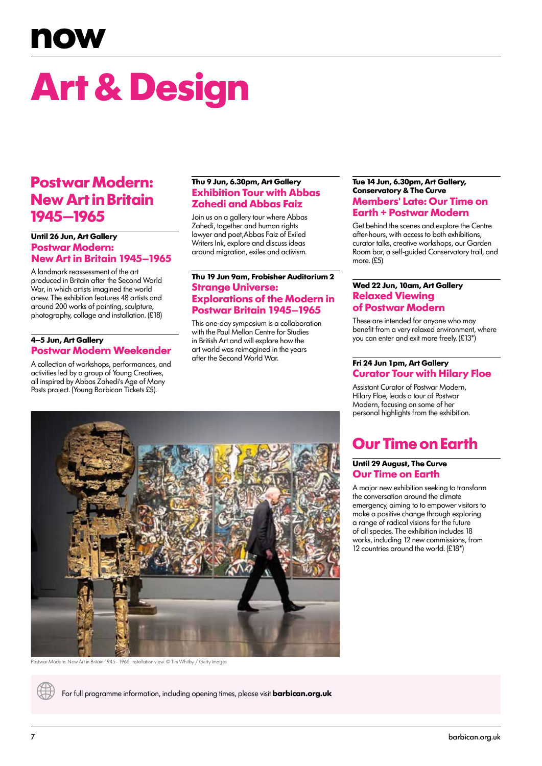# now

# Art & Design

## Postwar Modern: New Art in Britain 1945–1965

**Until 26 Jun, Art Gallery**

### Postwar Modern: New Art in Britain 1945–1965

A landmark reassessment of the art produced in Britain after the Second World War, in which artists imagined the world anew. The exhibition features 48 artists and around 200 works of painting, sculpture, photography, collage and installation. (£18)

**4–5 Jun, Art Gallery**

### Postwar Modern Weekender

A collection of workshops, performances, and activities led by a group of Young Creatives, all inspired by Abbas Zahedi's Age of Many Posts project. (Young Barbican Tickets £5).

**Thu 9 Jun, 6.30pm, Art Gallery**

### Exhibition Tour with Abbas Zahedi and Abbas Faiz

Join us on a gallery tour where Abbas Zahedi, together and human rights lawyer and poet,Abbas Faiz of Exiled Writers Ink, explore and discuss ideas around migration, exiles and activism.

**Thu 19 Jun 9am, Frobisher Auditorium 2**

### Strange Universe: Explorations of the Modern in Postwar Britain 1945–1965

This one-day symposium is a collaboration with the Paul Mellon Centre for Studies in British Art and will explore how the art world was reimagined in the years after the Second World War.

**Tue 14 Jun, 6.30pm, Art Gallery, Conservatory & The Curve**

### Members' Late: Our Time on Earth + Postwar Modern

Get behind the scenes and explore the Centre after-hours, with access to both exhibitions, curator talks, creative workshops, our Garden Room bar, a self-guided Conservatory trail, and more. (£5)

**Wed 22 Jun, 10am, Art Gallery**

### Relaxed Viewing of Postwar Modern

These are intended for anyone who may benefit from a very relaxed environment, where you can enter and exit more freely. (£13*)

**Fri 24 Jun 1pm, Art Gallery**

### Curator Tour with Hilary Floe

Assistant Curator of Postwar Modern, Hilary Floe, leads a tour of Postwar Modern, focusing on some of her personal highlights from the exhibition.

Postwar Modern: New Art in Britain 1945 - 1965, installation view. © Tim Whitby / Getty Images

## Our Time on Earth

**Until 29 August, The Curve**

### Our Time on Earth

A major new exhibition seeking to transform the conversation around the climate emergency, aiming to to empower visitors to make a positive change through exploring a range of radical visions for the future of all species. The exhibition includes 18 works, including 12 new commissions, from 12 countries around the world. (£18*)

For full programme information, including opening times, please visit **barbican.org.uk**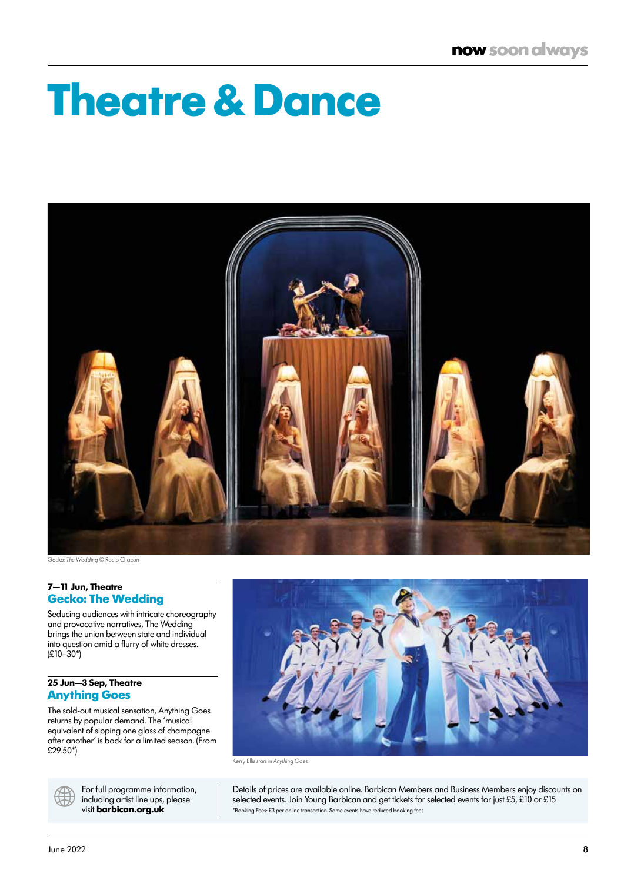# Theatre & Dance

Gecko: *The Wedding* © Rocio Chacon

**7—11 Jun, Theatre**

## Gecko: The Wedding

Seducing audiences with intricate choreography and provocative narratives, The Wedding brings the union between state and individual into question amid a flurry of white dresses. (£10–30*)

**25 Jun—3 Sep, Theatre**

## Anything Goes

The sold-out musical sensation, Anything Goes returns by popular demand. The 'musical equivalent of sipping one glass of champagne after another' is back for a limited season. (From £29.50*)

Kerry Ellis stars in *Anything Goes*.

For full programme information, including artist line ups, please visit **barbican.org.uk**

Details of prices are available online. Barbican Members and Business Members enjoy discounts on selected events. Join Young Barbican and get tickets for selected events for just £5, £10 or £15

*Booking Fees: £3 per online transaction. Some events have reduced booking fees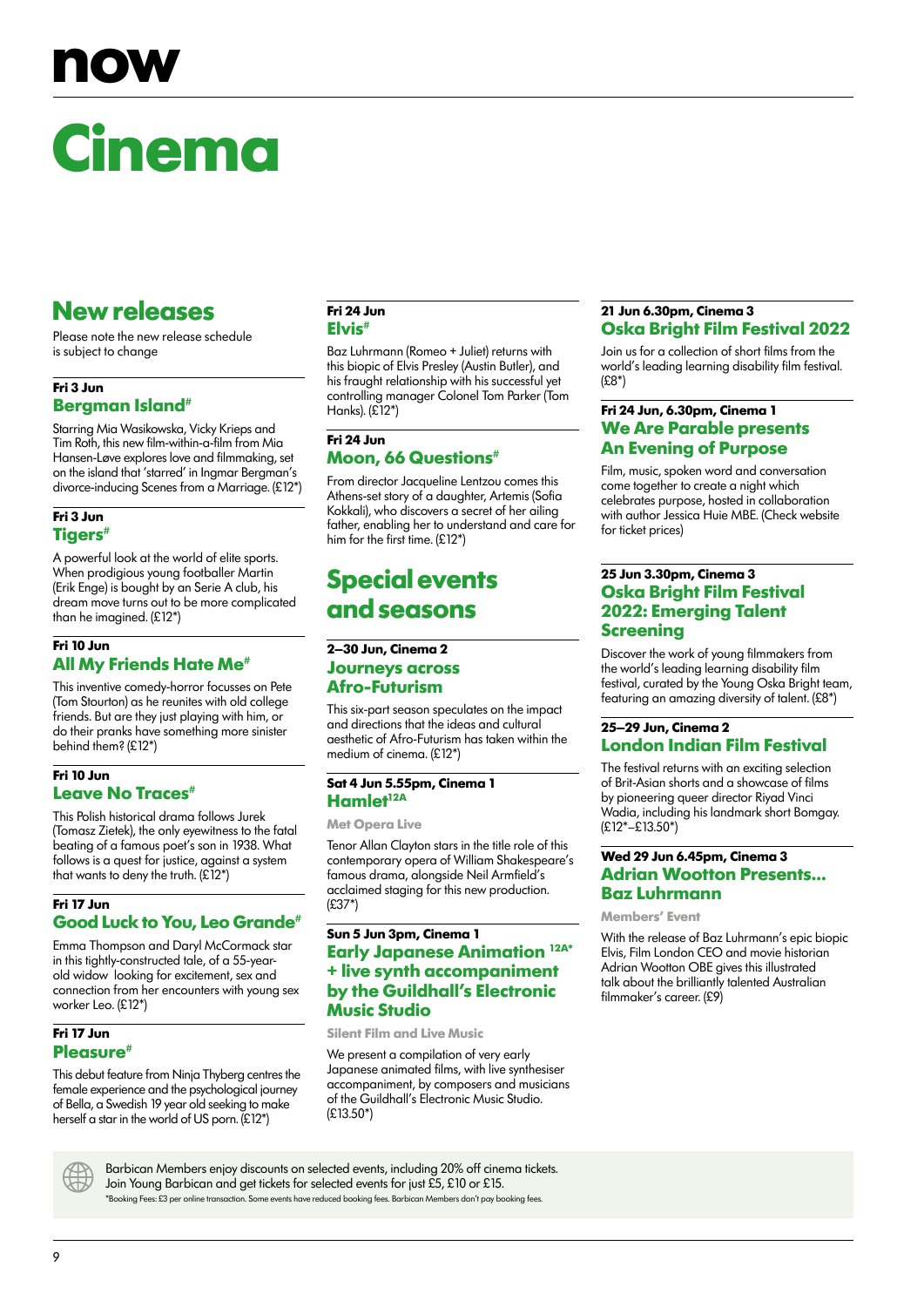# now

# Cinema

## New releases

Please note the new release schedule is subject to change

**Fri 3 Jun**
### Bergman Island#

Starring Mia Wasikowska, Vicky Krieps and Tim Roth, this new film-within-a-film from Mia Hansen-Løve explores love and filmmaking, set on the island that 'starred' in Ingmar Bergman's divorce-inducing Scenes from a Marriage. (£12*)

**Fri 3 Jun**
### Tigers#

A powerful look at the world of elite sports. When prodigious young footballer Martin (Erik Enge) is bought by an Serie A club, his dream move turns out to be more complicated than he imagined. (£12*)

**Fri 10 Jun**
### All My Friends Hate Me#

This inventive comedy-horror focusses on Pete (Tom Stourton) as he reunites with old college friends. But are they just playing with him, or do their pranks have something more sinister behind them? (£12*)

**Fri 10 Jun**
### Leave No Traces#

This Polish historical drama follows Jurek (Tomasz Zietek), the only eyewitness to the fatal beating of a famous poet's son in 1938. What follows is a quest for justice, against a system that wants to deny the truth. (£12*)

**Fri 17 Jun**
### Good Luck to You, Leo Grande#

Emma Thompson and Daryl McCormack star in this tightly-constructed tale, of a 55-year-old widow looking for excitement, sex and connection from her encounters with young sex worker Leo. (£12*)

**Fri 17 Jun**
### Pleasure#

This debut feature from Ninja Thyberg centres the female experience and the psychological journey of Bella, a Swedish 19 year old seeking to make herself a star in the world of US porn. (£12*)

**Fri 24 Jun**
### Elvis#

Baz Luhrmann (Romeo + Juliet) returns with this biopic of Elvis Presley (Austin Butler), and his fraught relationship with his successful yet controlling manager Colonel Tom Parker (Tom Hanks). (£12*)

**Fri 24 Jun**
### Moon, 66 Questions#

From director Jacqueline Lentzou comes this Athens-set story of a daughter, Artemis (Sofia Kokkali), who discovers a secret of her ailing father, enabling her to understand and care for him for the first time. (£12*)

## Special events and seasons

**2–30 Jun, Cinema 2**
### Journeys across Afro-Futurism

This six-part season speculates on the impact and directions that the ideas and cultural aesthetic of Afro-Futurism has taken within the medium of cinema. (£12*)

**Sat 4 Jun 5.55pm, Cinema 1**
### Hamlet12A

**Met Opera Live**

Tenor Allan Clayton stars in the title role of this contemporary opera of William Shakespeare's famous drama, alongside Neil Armfield's acclaimed staging for this new production. (£37*)

**Sun 5 Jun 3pm, Cinema 1**
### Early Japanese Animation 12A* + live synth accompaniment by the Guildhall's Electronic Music Studio

**Silent Film and Live Music**

We present a compilation of very early Japanese animated films, with live synthesiser accompaniment, by composers and musicians of the Guildhall's Electronic Music Studio. (£13.50*)

**21 Jun 6.30pm, Cinema 3**
### Oska Bright Film Festival 2022

Join us for a collection of short films from the world's leading learning disability film festival. (£8*)

**Fri 24 Jun, 6.30pm, Cinema 1**
### We Are Parable presents An Evening of Purpose

Film, music, spoken word and conversation come together to create a night which celebrates purpose, hosted in collaboration with author Jessica Huie MBE. (Check website for ticket prices)

**25 Jun 3.30pm, Cinema 3**
### Oska Bright Film Festival 2022: Emerging Talent Screening

Discover the work of young filmmakers from the world's leading learning disability film festival, curated by the Young Oska Bright team, featuring an amazing diversity of talent. (£8*)

**25–29 Jun, Cinema 2**
### London Indian Film Festival

The festival returns with an exciting selection of Brit-Asian shorts and a showcase of films by pioneering queer director Riyad Vinci Wadia, including his landmark short Bomgay. (£12*–£13.50*)

**Wed 29 Jun 6.45pm, Cinema 3**
### Adrian Wootton Presents... Baz Luhrmann

**Members' Event**

With the release of Baz Luhrmann's epic biopic Elvis, Film London CEO and movie historian Adrian Wootton OBE gives this illustrated talk about the brilliantly talented Australian filmmaker's career. (£9)

Barbican Members enjoy discounts on selected events, including 20% off cinema tickets. Join Young Barbican and get tickets for selected events for just £5, £10 or £15.

*Booking Fees: £3 per online transaction. Some events have reduced booking fees. Barbican Members don't pay booking fees.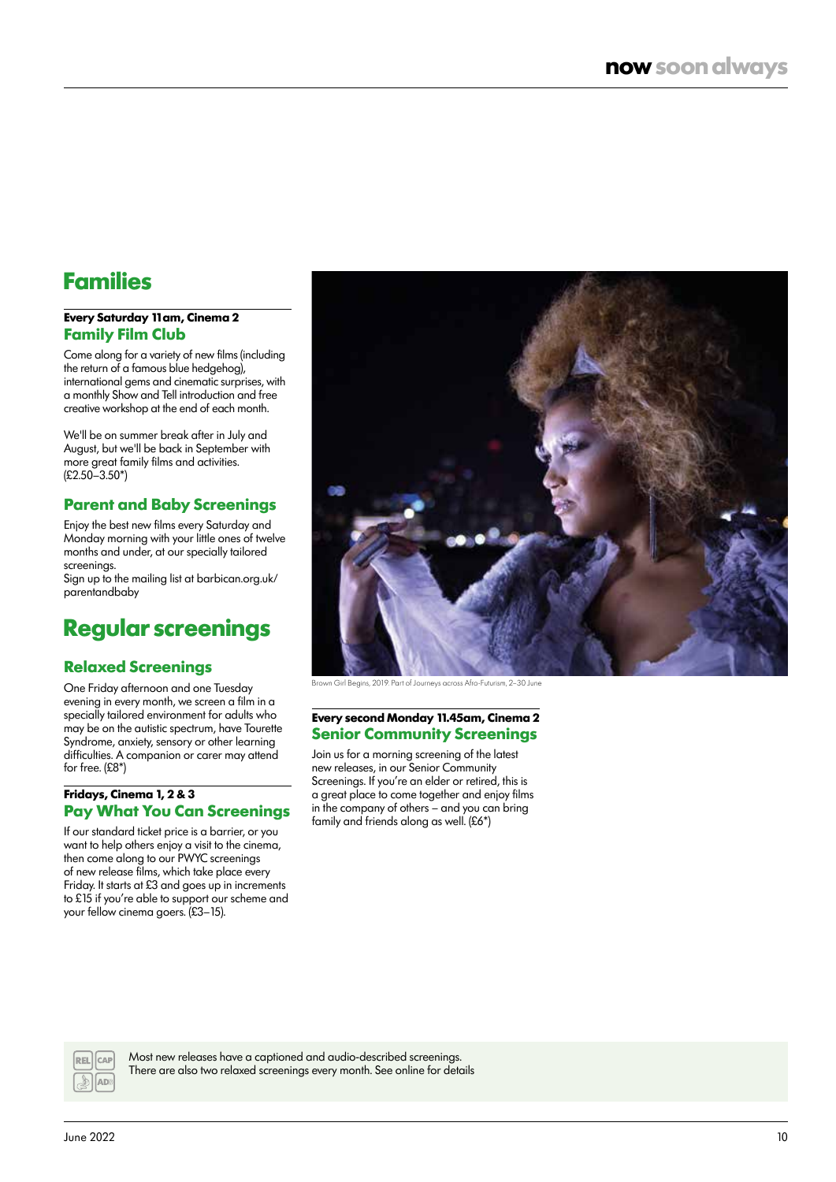## Families

**Every Saturday 11am, Cinema 2**

### Family Film Club

Come along for a variety of new films (including the return of a famous blue hedgehog), international gems and cinematic surprises, with a monthly Show and Tell introduction and free creative workshop at the end of each month.

We'll be on summer break after in July and August, but we'll be back in September with more great family films and activities. (£2.50–3.50*)

### Parent and Baby Screenings

Enjoy the best new films every Saturday and Monday morning with your little ones of twelve months and under, at our specially tailored screenings.
Sign up to the mailing list at barbican.org.uk/parentandbaby

## Regular screenings

### Relaxed Screenings

One Friday afternoon and one Tuesday evening in every month, we screen a film in a specially tailored environment for adults who may be on the autistic spectrum, have Tourette Syndrome, anxiety, sensory or other learning difficulties. A companion or carer may attend for free. (£8*)

**Fridays, Cinema 1, 2 & 3**

### Pay What You Can Screenings

If our standard ticket price is a barrier, or you want to help others enjoy a visit to the cinema, then come along to our PWYC screenings of new release films, which take place every Friday. It starts at £3 and goes up in increments to £15 if you're able to support our scheme and your fellow cinema goers. (£3–15).

Brown Girl Begins, 2019. Part of Journeys across Afro-Futurism, 2–30 June

**Every second Monday 11.45am, Cinema 2**

### Senior Community Screenings

Join us for a morning screening of the latest new releases, in our Senior Community Screenings. If you're an elder or retired, this is a great place to come together and enjoy films in the company of others – and you can bring family and friends along as well. (£6*)

Most new releases have a captioned and audio-described screenings.
There are also two relaxed screenings every month. See online for details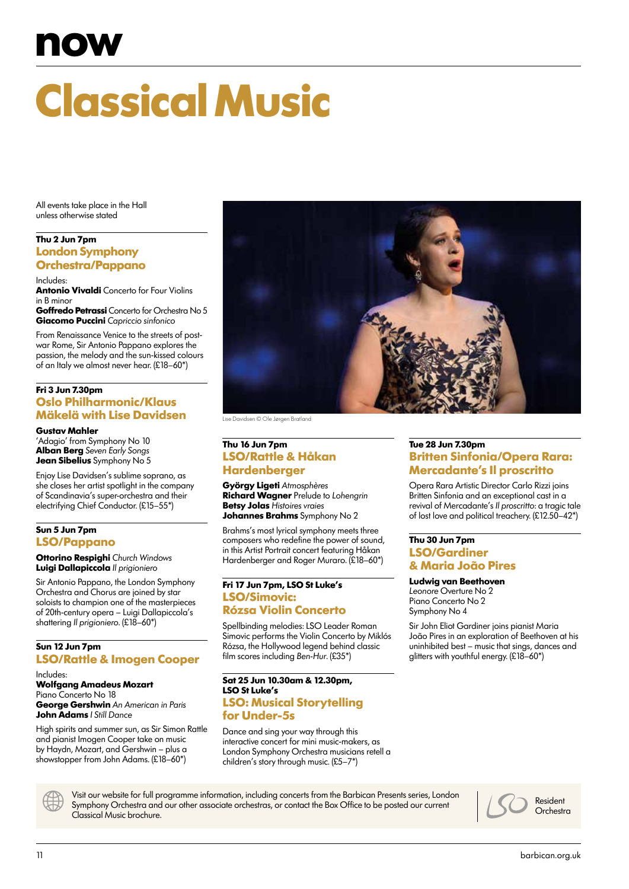# now

# Classical Music

All events take place in the Hall unless otherwise stated

### Thu 2 Jun 7pm
## London Symphony Orchestra/Pappano

Includes:
**Antonio Vivaldi** Concerto for Four Violins in B minor
**Goffredo Petrassi** Concerto for Orchestra No 5
**Giacomo Puccini** *Capriccio sinfonico*

From Renaissance Venice to the streets of post-war Rome, Sir Antonio Pappano explores the passion, the melody and the sun-kissed colours of an Italy we almost never hear. (£18–60*)

### Fri 3 Jun 7.30pm
## Oslo Philharmonic/Klaus Mäkelä with Lise Davidsen

**Gustav Mahler**
'Adagio' from Symphony No 10
**Alban Berg** *Seven Early Songs*
**Jean Sibelius** Symphony No 5

Enjoy Lise Davidsen's sublime soprano, as she closes her artist spotlight in the company of Scandinavia's super-orchestra and their electrifying Chief Conductor. (£15–55*)

### Sun 5 Jun 7pm
## LSO/Pappano

**Ottorino Respighi** *Church Windows*
**Luigi Dallapiccola** *Il prigioniero*

Sir Antonio Pappano, the London Symphony Orchestra and Chorus are joined by star soloists to champion one of the masterpieces of 20th-century opera – Luigi Dallapiccola's shattering *Il prigioniero*. (£18–60*)

### Sun 12 Jun 7pm
## LSO/Rattle & Imogen Cooper

Includes:
**Wolfgang Amadeus Mozart**
Piano Concerto No 18
**George Gershwin** *An American in Paris*
**John Adams** *I Still Dance*

High spirits and summer sun, as Sir Simon Rattle and pianist Imogen Cooper take on music by Haydn, Mozart, and Gershwin – plus a showstopper from John Adams. (£18–60*)

Lise Davidsen © Ole Jørgen Bratland

### Thu 16 Jun 7pm
## LSO/Rattle & Håkan Hardenberger

**György Ligeti** *Atmosphères*
**Richard Wagner** Prelude to *Lohengrin*
**Betsy Jolas** *Histoires vraies*
**Johannes Brahms** Symphony No 2

Brahms's most lyrical symphony meets three composers who redefine the power of sound, in this Artist Portrait concert featuring Håkan Hardenberger and Roger Muraro. (£18–60*)

### Fri 17 Jun 7pm, LSO St Luke's
## LSO/Simovic: Rózsa Violin Concerto

Spellbinding melodies: LSO Leader Roman Simovic performs the Violin Concerto by Miklós Rózsa, the Hollywood legend behind classic film scores including *Ben-Hur*. (£35*)

### Sat 25 Jun 10.30am & 12.30pm, LSO St Luke's
## LSO: Musical Storytelling for Under-5s

Dance and sing your way through this interactive concert for mini music-makers, as London Symphony Orchestra musicians retell a children's story through music. (£5–7*)

### Tue 28 Jun 7.30pm
## Britten Sinfonia/Opera Rara: Mercadante's Il proscritto

Opera Rara Artistic Director Carlo Rizzi joins Britten Sinfonia and an exceptional cast in a revival of Mercadante's *Il proscritto*: a tragic tale of lost love and political treachery. (£12.50–42*)

### Thu 30 Jun 7pm
## LSO/Gardiner & Maria João Pires

**Ludwig van Beethoven**
*Leonore* Overture No 2
Piano Concerto No 2
Symphony No 4

Sir John Eliot Gardiner joins pianist Maria João Pires in an exploration of Beethoven at his uninhibited best – music that sings, dances and glitters with youthful energy. (£18–60*)

Visit our website for full programme information, including concerts from the Barbican Presents series, London Symphony Orchestra and our other associate orchestras, or contact the Box Office to be posted our current Classical Music brochure.

LSO Resident Orchestra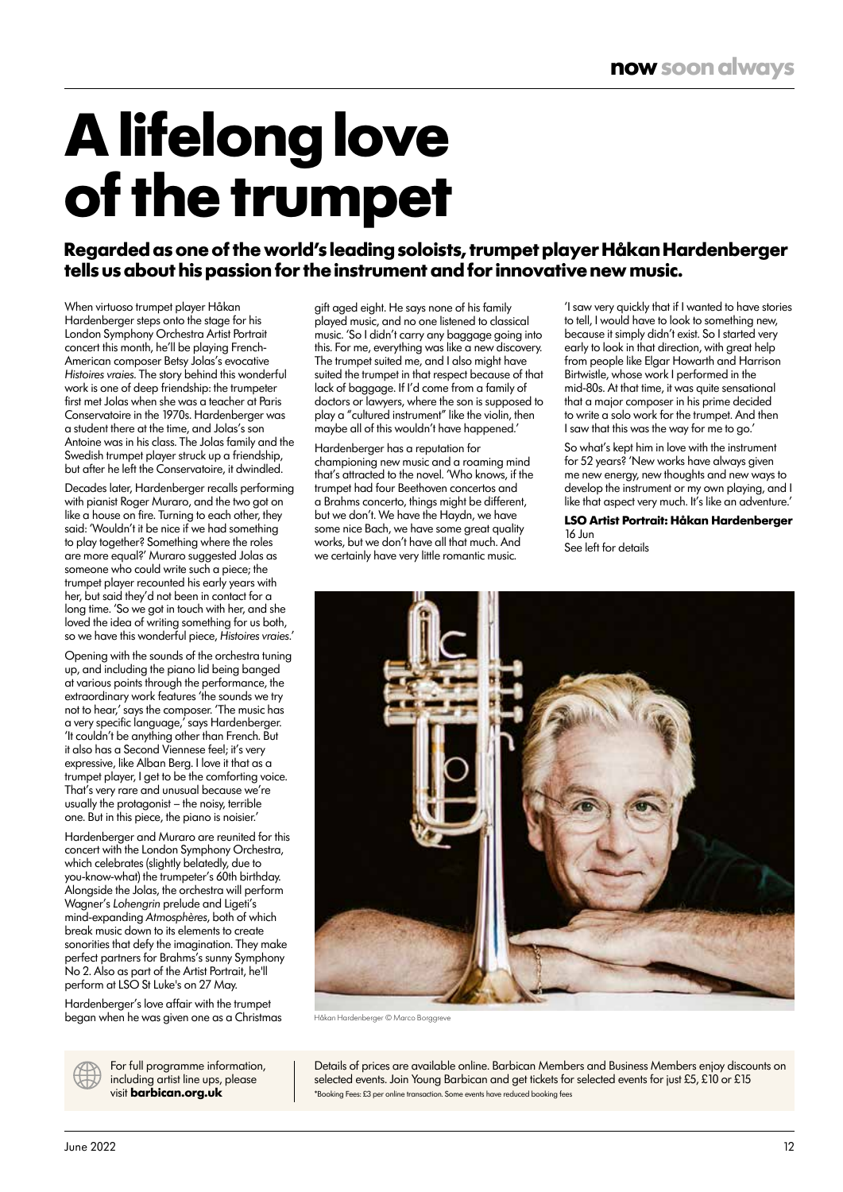# A lifelong love of the trumpet

**Regarded as one of the world's leading soloists, trumpet player Håkan Hardenberger tells us about his passion for the instrument and for innovative new music.**

When virtuoso trumpet player Håkan Hardenberger steps onto the stage for his London Symphony Orchestra Artist Portrait concert this month, he'll be playing French-American composer Betsy Jolas's evocative *Histoires vraies*. The story behind this wonderful work is one of deep friendship: the trumpeter first met Jolas when she was a teacher at Paris Conservatoire in the 1970s. Hardenberger was a student there at the time, and Jolas's son Antoine was in his class. The Jolas family and the Swedish trumpet player struck up a friendship, but after he left the Conservatoire, it dwindled.

Decades later, Hardenberger recalls performing with pianist Roger Muraro, and the two got on like a house on fire. Turning to each other, they said: 'Wouldn't it be nice if we had something to play together? Something where the roles are more equal?' Muraro suggested Jolas as someone who could write such a piece; the trumpet player recounted his early years with her, but said they'd not been in contact for a long time. 'So we got in touch with her, and she loved the idea of writing something for us both, so we have this wonderful piece, *Histoires vraies*.'

Opening with the sounds of the orchestra tuning up, and including the piano lid being banged at various points through the performance, the extraordinary work features 'the sounds we try not to hear,' says the composer. 'The music has a very specific language,' says Hardenberger. 'It couldn't be anything other than French. But it also has a Second Viennese feel; it's very expressive, like Alban Berg. I love it that as a trumpet player, I get to be the comforting voice. That's very rare and unusual because we're usually the protagonist – the noisy, terrible one. But in this piece, the piano is noisier.'

Hardenberger and Muraro are reunited for this concert with the London Symphony Orchestra, which celebrates (slightly belatedly, due to you-know-what) the trumpeter's 60th birthday. Alongside the Jolas, the orchestra will perform Wagner's *Lohengrin* prelude and Ligeti's mind-expanding *Atmosphères*, both of which break music down to its elements to create sonorities that defy the imagination. They make perfect partners for Brahms's sunny Symphony No 2. Also as part of the Artist Portrait, he'll perform at LSO St Luke's on 27 May.

Hardenberger's love affair with the trumpet began when he was given one as a Christmas gift aged eight. He says none of his family played music, and no one listened to classical music. 'So I didn't carry any baggage going into this. For me, everything was like a new discovery. The trumpet suited me, and I also might have suited the trumpet in that respect because of that lack of baggage. If I'd come from a family of doctors or lawyers, where the son is supposed to play a "cultured instrument" like the violin, then maybe all of this wouldn't have happened.'

Hardenberger has a reputation for championing new music and a roaming mind that's attracted to the novel. 'Who knows, if the trumpet had four Beethoven concertos and a Brahms concerto, things might be different, but we don't. We have the Haydn, we have some nice Bach, we have some great quality works, but we don't have all that much. And we certainly have very little romantic music.

'I saw very quickly that if I wanted to have stories to tell, I would have to look to something new, because it simply didn't exist. So I started very early to look in that direction, with great help from people like Elgar Howarth and Harrison Birtwistle, whose work I performed in the mid-80s. At that time, it was quite sensational that a major composer in his prime decided to write a solo work for the trumpet. And then I saw that this was the way for me to go.'

So what's kept him in love with the instrument for 52 years? 'New works have always given me new energy, new thoughts and new ways to develop the instrument or my own playing, and I like that aspect very much. It's like an adventure.'

**LSO Artist Portrait: Håkan Hardenberger**
16 Jun
See left for details

Håkan Hardenberger © Marco Borggreve

For full programme information, including artist line ups, please visit **barbican.org.uk**

Details of prices are available online. Barbican Members and Business Members enjoy discounts on selected events. Join Young Barbican and get tickets for selected events for just £5, £10 or £15

*Booking Fees: £3 per online transaction. Some events have reduced booking fees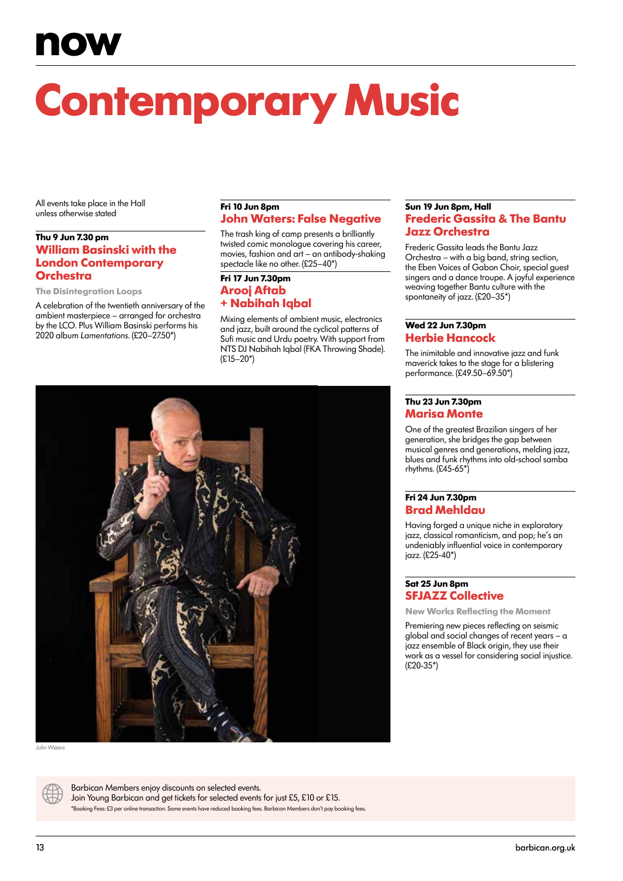# now

# Contemporary Music

All events take place in the Hall unless otherwise stated

**Thu 9 Jun 7.30 pm**

## William Basinski with the London Contemporary Orchestra

**The Disintegration Loops**

A celebration of the twentieth anniversary of the ambient masterpiece – arranged for orchestra by the LCO. Plus William Basinski performs his 2020 album *Lamentations*. (£20–27.50*)

**Fri 10 Jun 8pm**

## John Waters: False Negative

The trash king of camp presents a brilliantly twisted comic monologue covering his career, movies, fashion and art – an antibody-shaking spectacle like no other. (£25–40*)

**Fri 17 Jun 7.30pm**

## Arooj Aftab + Nabihah Iqbal

Mixing elements of ambient music, electronics and jazz, built around the cyclical patterns of Sufi music and Urdu poetry. With support from NTS DJ Nabihah Iqbal (FKA Throwing Shade). (£15–20*)

John Waters

**Sun 19 Jun 8pm, Hall**

## Frederic Gassita & The Bantu Jazz Orchestra

Frederic Gassita leads the Bantu Jazz Orchestra – with a big band, string section, the Eben Voices of Gabon Choir, special guest singers and a dance troupe. A joyful experience weaving together Bantu culture with the spontaneity of jazz. (£20–35*)

**Wed 22 Jun 7.30pm**

## Herbie Hancock

The inimitable and innovative jazz and funk maverick takes to the stage for a blistering performance. (£49.50–69.50*)

**Thu 23 Jun 7.30pm**

## Marisa Monte

One of the greatest Brazilian singers of her generation, she bridges the gap between musical genres and generations, melding jazz, blues and funk rhythms into old-school samba rhythms. (£45-65*)

**Fri 24 Jun 7.30pm**

## Brad Mehldau

Having forged a unique niche in exploratory jazz, classical romanticism, and pop; he's an undeniably influential voice in contemporary jazz. (£25-40*)

**Sat 25 Jun 8pm**

## SFJAZZ Collective

**New Works Reflecting the Moment**

Premiering new pieces reflecting on seismic global and social changes of recent years – a jazz ensemble of Black origin, they use their work as a vessel for considering social injustice. (£20-35*)

Barbican Members enjoy discounts on selected events.
Join Young Barbican and get tickets for selected events for just £5, £10 or £15.
*Booking Fees: £3 per online transaction. Some events have reduced booking fees. Barbican Members don't pay booking fees.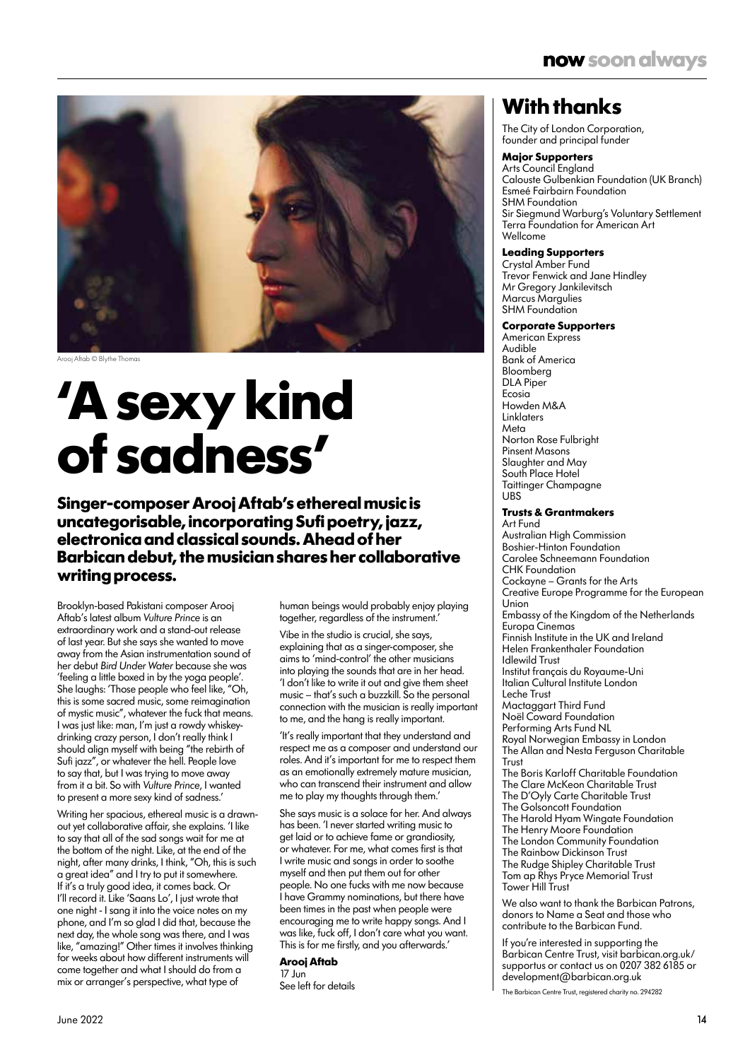Arooj Aftab © Blythe Thomas

# 'A sexy kind of sadness'

## Singer-composer Arooj Aftab's ethereal music is uncategorisable, incorporating Sufi poetry, jazz, electronica and classical sounds. Ahead of her Barbican debut, the musician shares her collaborative writing process.

Brooklyn-based Pakistani composer Arooj Aftab's latest album *Vulture Prince* is an extraordinary work and a stand-out release of last year. But she says she wanted to move away from the Asian instrumentation sound of her debut *Bird Under Water* because she was 'feeling a little boxed in by the yoga people'. She laughs: 'Those people who feel like, "Oh, this is some sacred music, some reimagination of mystic music", whatever the fuck that means. I was just like: man, I'm just a rowdy whiskey-drinking crazy person, I don't really think I should align myself with being "the rebirth of Sufi jazz", or whatever the hell. People love to say that, but I was trying to move away from it a bit. So with *Vulture Prince*, I wanted to present a more sexy kind of sadness.'

Writing her spacious, ethereal music is a drawn-out yet collaborative affair, she explains. 'I like to say that all of the sad songs wait for me at the bottom of the night. Like, at the end of the night, after many drinks, I think, "Oh, this is such a great idea" and I try to put it somewhere. If it's a truly good idea, it comes back. Or I'll record it. Like 'Saans Lo', I just wrote that one night - I sang it into the voice notes on my phone, and I'm so glad I did that, because the next day, the whole song was there, and I was like, "amazing!" Other times it involves thinking for weeks about how different instruments will come together and what I should do from a mix or arranger's perspective, what type of human beings would probably enjoy playing together, regardless of the instrument.'

Vibe in the studio is crucial, she says, explaining that as a singer-composer, she aims to 'mind-control' the other musicians into playing the sounds that are in her head. 'I don't like to write it out and give them sheet music – that's such a buzzkill. So the personal connection with the musician is really important to me, and the hang is really important.

'It's really important that they understand and respect me as a composer and understand our roles. And it's important for me to respect them as an emotionally extremely mature musician, who can transcend their instrument and allow me to play my thoughts through them.'

She says music is a solace for her. And always has been. 'I never started writing music to get laid or to achieve fame or grandiosity, or whatever. For me, what comes first is that I write music and songs in order to soothe myself and then put them out for other people. No one fucks with me now because I have Grammy nominations, but there have been times in the past when people were encouraging me to write happy songs. And I was like, fuck off, I don't care what you want. This is for me firstly, and you afterwards.'

**Arooj Aftab**
17 Jun
See left for details

# With thanks

The City of London Corporation, founder and principal funder

**Major Supporters**
Arts Council England
Calouste Gulbenkian Foundation (UK Branch)
Esmeé Fairbairn Foundation
SHM Foundation
Sir Siegmund Warburg's Voluntary Settlement
Terra Foundation for American Art
Wellcome

**Leading Supporters**
Crystal Amber Fund
Trevor Fenwick and Jane Hindley
Mr Gregory Jankilevitsch
Marcus Margulies
SHM Foundation

**Corporate Supporters**
American Express
Audible
Bank of America
Bloomberg
DLA Piper
Ecosia
Howden M&A
Linklaters
Meta
Norton Rose Fulbright
Pinsent Masons
Slaughter and May
South Place Hotel
Taittinger Champagne
UBS

**Trusts & Grantmakers**
Art Fund
Australian High Commission
Boshier-Hinton Foundation
Carolee Schneemann Foundation
CHK Foundation
Cockayne – Grants for the Arts
Creative Europe Programme for the European Union
Embassy of the Kingdom of the Netherlands
Europa Cinemas
Finnish Institute in the UK and Ireland
Helen Frankenthaler Foundation
Idlewild Trust
Institut français du Royaume-Uni
Italian Cultural Institute London
Leche Trust
Mactaggart Third Fund
Noël Coward Foundation
Performing Arts Fund NL
Royal Norwegian Embassy in London
The Allan and Nesta Ferguson Charitable Trust
The Boris Karloff Charitable Foundation
The Clare McKeon Charitable Trust
The D'Oyly Carte Charitable Trust
The Golsoncott Foundation
The Harold Hyam Wingate Foundation
The Henry Moore Foundation
The London Community Foundation
The Rainbow Dickinson Trust
The Rudge Shipley Charitable Trust
Tom ap Rhys Pryce Memorial Trust
Tower Hill Trust

We also want to thank the Barbican Patrons, donors to Name a Seat and those who contribute to the Barbican Fund.

If you're interested in supporting the Barbican Centre Trust, visit barbican.org.uk/supportus or contact us on 0207 382 6185 or development@barbican.org.uk

The Barbican Centre Trust, registered charity no. 294282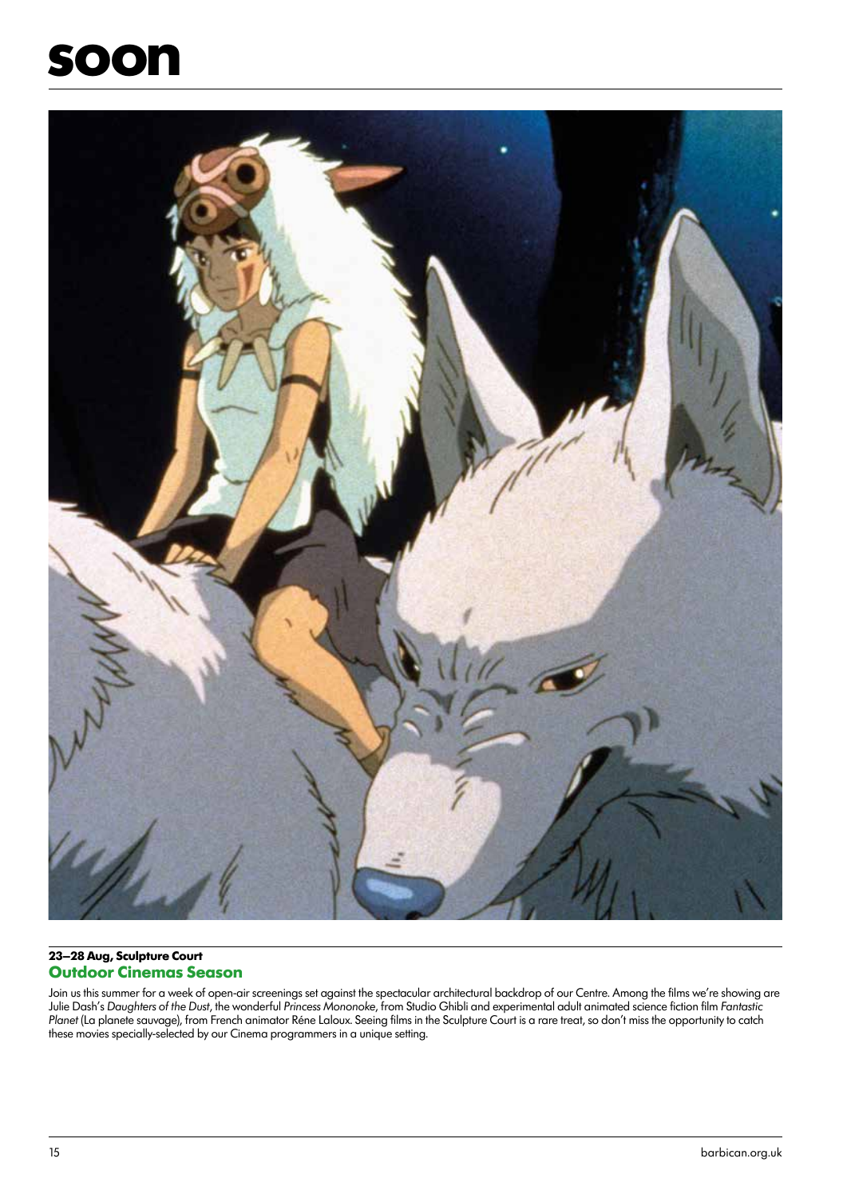# soon

**23–28 Aug, Sculpture Court**

## Outdoor Cinemas Season

Join us this summer for a week of open-air screenings set against the spectacular architectural backdrop of our Centre. Among the films we're showing are Julie Dash's *Daughters of the Dust*, the wonderful *Princess Mononoke*, from Studio Ghibli and experimental adult animated science fiction film *Fantastic Planet* (La planete sauvage), from French animator Réne Laloux. Seeing films in the Sculpture Court is a rare treat, so don't miss the opportunity to catch these movies specially-selected by our Cinema programmers in a unique setting.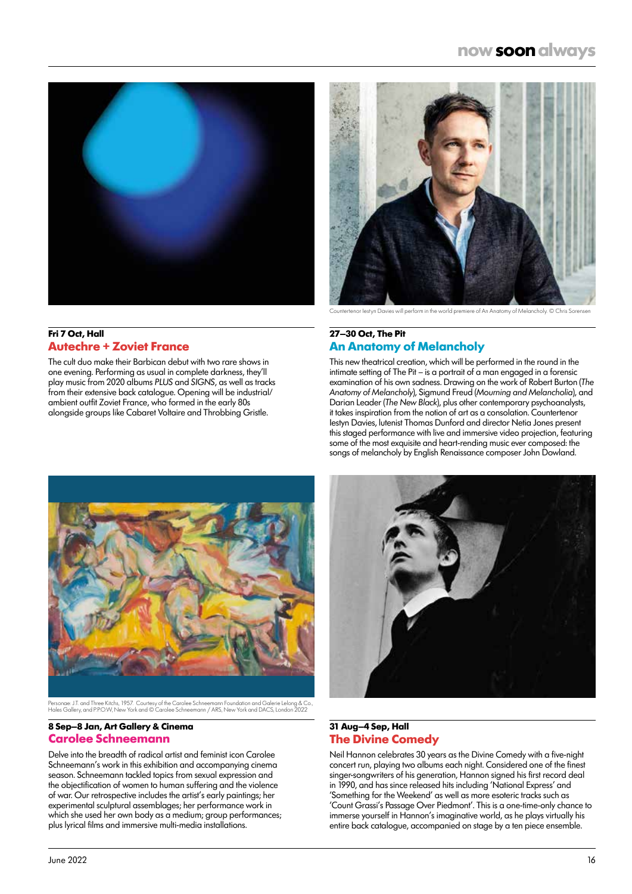Countertenor Iestyn Davies will perform in the world premiere of An Anatomy of Melancholy. © Chris Sorensen

**Fri 7 Oct, Hall**

## Autechre + Zoviet France

The cult duo make their Barbican debut with two rare shows in one evening. Performing as usual in complete darkness, they'll play music from 2020 albums *PLUS* and *SIGNS*, as well as tracks from their extensive back catalogue. Opening will be industrial/ambient outfit Zoviet France, who formed in the early 80s alongside groups like Cabaret Voltaire and Throbbing Gristle.

**27–30 Oct, The Pit**

## An Anatomy of Melancholy

This new theatrical creation, which will be performed in the round in the intimate setting of The Pit – is a portrait of a man engaged in a forensic examination of his own sadness. Drawing on the work of Robert Burton (*The Anatomy of Melancholy*), Sigmund Freud (*Mourning and Melancholia*), and Darian Leader (*The New Black*), plus other contemporary psychoanalysts, it takes inspiration from the notion of art as a consolation. Countertenor Iestyn Davies, lutenist Thomas Dunford and director Netia Jones present this staged performance with live and immersive video projection, featuring some of the most exquisite and heart-rending music ever composed: the songs of melancholy by English Renaissance composer John Dowland.

Personae: J.T. and Three Kitchs, 1957. Courtesy of the Carolee Schneemann Foundation and Galerie Lelong & Co., Hales Gallery, and P.P.O.W, New York and © Carolee Schneemann / ARS, New York and DACS, London 2022

**8 Sep–8 Jan, Art Gallery & Cinema**

## Carolee Schneemann

Delve into the breadth of radical artist and feminist icon Carolee Schneemann's work in this exhibition and accompanying cinema season. Schneemann tackled topics from sexual expression and the objectification of women to human suffering and the violence of war. Our retrospective includes the artist's early paintings; her experimental sculptural assemblages; her performance work in which she used her own body as a medium; group performances; plus lyrical films and immersive multi-media installations.

**31 Aug–4 Sep, Hall**

## The Divine Comedy

Neil Hannon celebrates 30 years as the Divine Comedy with a five-night concert run, playing two albums each night. Considered one of the finest singer-songwriters of his generation, Hannon signed his first record deal in 1990, and has since released hits including 'National Express' and 'Something for the Weekend' as well as more esoteric tracks such as 'Count Grassi's Passage Over Piedmont'. This is a one-time-only chance to immerse yourself in Hannon's imaginative world, as he plays virtually his entire back catalogue, accompanied on stage by a ten piece ensemble.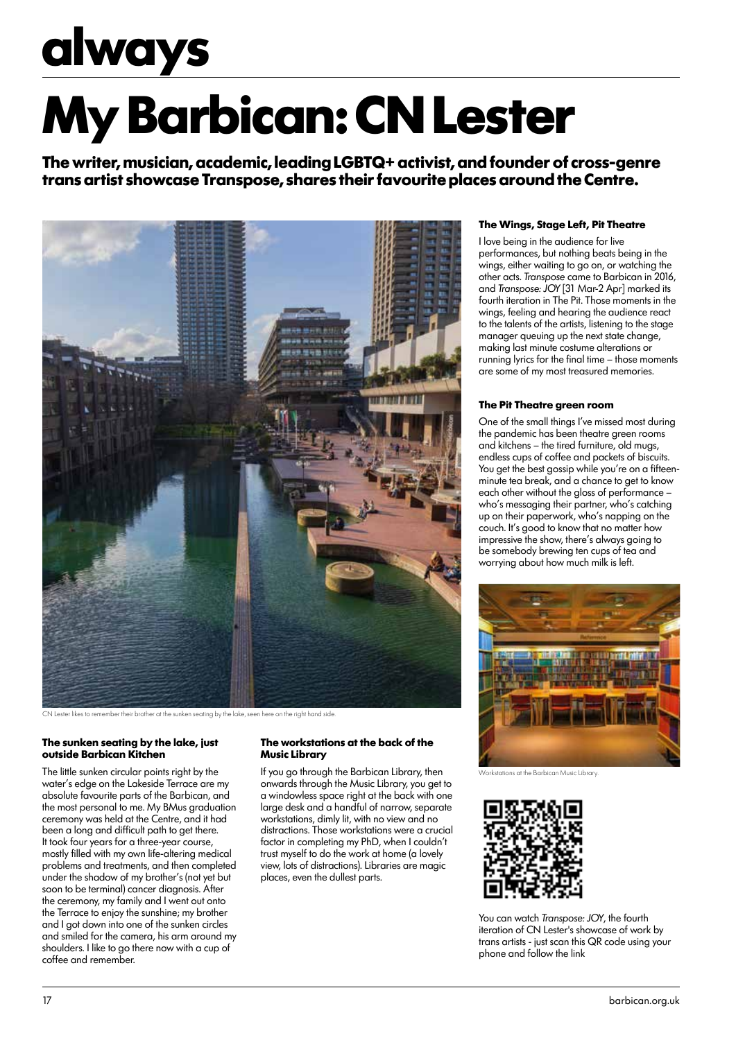# always

# My Barbican: CN Lester

**The writer, musician, academic, leading LGBTQ+ activist, and founder of cross-genre trans artist showcase Transpose, shares their favourite places around the Centre.**

CN Lester likes to remember their brother at the sunken seating by the lake, seen here on the right hand side.

### The sunken seating by the lake, just outside Barbican Kitchen

The little sunken circular points right by the water's edge on the Lakeside Terrace are my absolute favourite parts of the Barbican, and the most personal to me. My BMus graduation ceremony was held at the Centre, and it had been a long and difficult path to get there. It took four years for a three-year course, mostly filled with my own life-altering medical problems and treatments, and then completed under the shadow of my brother's (not yet but soon to be terminal) cancer diagnosis. After the ceremony, my family and I went out onto the Terrace to enjoy the sunshine; my brother and I got down into one of the sunken circles and smiled for the camera, his arm around my shoulders. I like to go there now with a cup of coffee and remember.

### The workstations at the back of the Music Library

If you go through the Barbican Library, then onwards through the Music Library, you get to a windowless space right at the back with one large desk and a handful of narrow, separate workstations, dimly lit, with no view and no distractions. Those workstations were a crucial factor in completing my PhD, when I couldn't trust myself to do the work at home (a lovely view, lots of distractions). Libraries are magic places, even the dullest parts.

### The Wings, Stage Left, Pit Theatre

I love being in the audience for live performances, but nothing beats being in the wings, either waiting to go on, or watching the other acts. *Transpose* came to Barbican in 2016, and *Transpose: JOY* [31 Mar-2 Apr] marked its fourth iteration in The Pit. Those moments in the wings, feeling and hearing the audience react to the talents of the artists, listening to the stage manager queuing up the next state change, making last minute costume alterations or running lyrics for the final time – those moments are some of my most treasured memories.

### The Pit Theatre green room

One of the small things I've missed most during the pandemic has been theatre green rooms and kitchens – the tired furniture, old mugs, endless cups of coffee and packets of biscuits. You get the best gossip while you're on a fifteen-minute tea break, and a chance to get to know each other without the gloss of performance – who's messaging their partner, who's catching up on their paperwork, who's napping on the couch. It's good to know that no matter how impressive the show, there's always going to be somebody brewing ten cups of tea and worrying about how much milk is left.

Workstations at the Barbican Music Library.

You can watch *Transpose: JOY*, the fourth iteration of CN Lester's showcase of work by trans artists - just scan this QR code using your phone and follow the link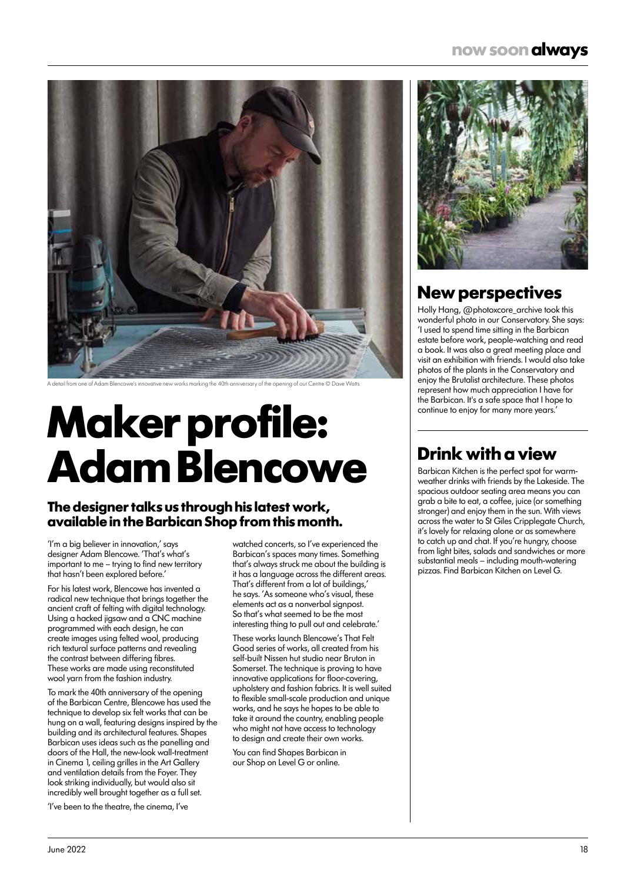A detail from one of Adam Blencowe's innovative new works marking the 40th anniversary of the opening of our Centre © Dave Watts

# Maker profile: Adam Blencowe

### The designer talks us through his latest work, available in the Barbican Shop from this month.

'I'm a big believer in innovation,' says designer Adam Blencowe. 'That's what's important to me – trying to find new territory that hasn't been explored before.'

For his latest work, Blencowe has invented a radical new technique that brings together the ancient craft of felting with digital technology. Using a hacked jigsaw and a CNC machine programmed with each design, he can create images using felted wool, producing rich textural surface patterns and revealing the contrast between differing fibres. These works are made using reconstituted wool yarn from the fashion industry.

To mark the 40th anniversary of the opening of the Barbican Centre, Blencowe has used the technique to develop six felt works that can be hung on a wall, featuring designs inspired by the building and its architectural features. Shapes Barbican uses ideas such as the panelling and doors of the Hall, the new-look wall-treatment in Cinema 1, ceiling grilles in the Art Gallery and ventilation details from the Foyer. They look striking individually, but would also sit incredibly well brought together as a full set.

'I've been to the theatre, the cinema, I've watched concerts, so I've experienced the Barbican's spaces many times. Something that's always struck me about the building is it has a language across the different areas. That's different from a lot of buildings,' he says. 'As someone who's visual, these elements act as a nonverbal signpost. So that's what seemed to be the most interesting thing to pull out and celebrate.'

These works launch Blencowe's That Felt Good series of works, all created from his self-built Nissen hut studio near Bruton in Somerset. The technique is proving to have innovative applications for floor-covering, upholstery and fashion fabrics. It is well suited to flexible small-scale production and unique works, and he says he hopes to be able to take it around the country, enabling people who might not have access to technology to design and create their own works.

You can find Shapes Barbican in our Shop on Level G or online.

## New perspectives

Holly Hang, @photoxcore_archive took this wonderful photo in our Conservatory. She says: 'I used to spend time sitting in the Barbican estate before work, people-watching and read a book. It was also a great meeting place and visit an exhibition with friends. I would also take photos of the plants in the Conservatory and enjoy the Brutalist architecture. These photos represent how much appreciation I have for the Barbican. It's a safe space that I hope to continue to enjoy for many more years.'

## Drink with a view

Barbican Kitchen is the perfect spot for warm-weather drinks with friends by the Lakeside. The spacious outdoor seating area means you can grab a bite to eat, a coffee, juice (or something stronger) and enjoy them in the sun. With views across the water to St Giles Cripplegate Church, it's lovely for relaxing alone or as somewhere to catch up and chat. If you're hungry, choose from light bites, salads and sandwiches or more substantial meals – including mouth-watering pizzas. Find Barbican Kitchen on Level G.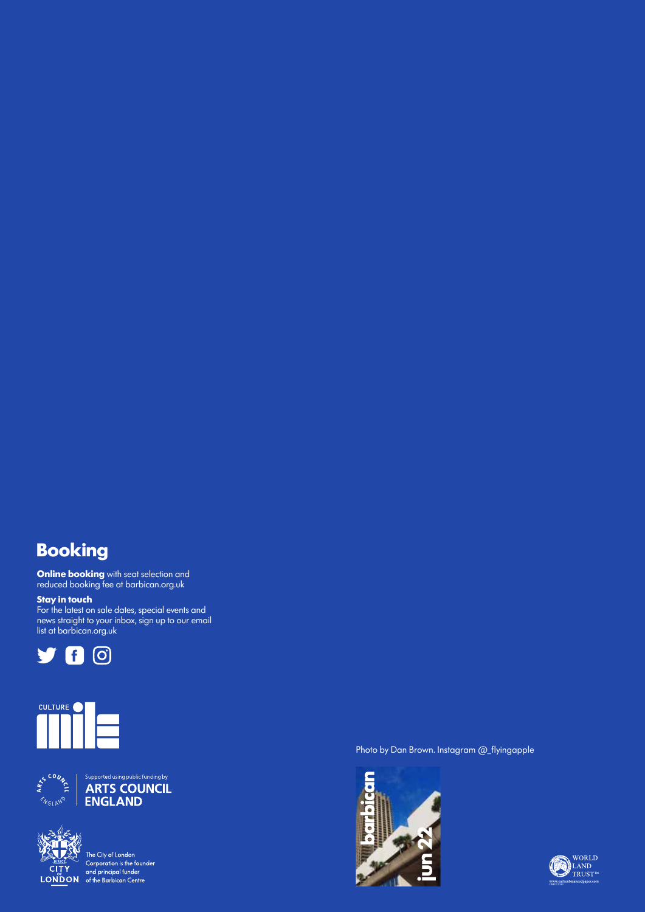## Booking

**Online booking** with seat selection and reduced booking fee at barbican.org.uk

**Stay in touch**
For the latest on sale dates, special events and news straight to your inbox, sign up to our email list at barbican.org.uk

Supported using public funding by ARTS COUNCIL ENGLAND

The City of London Corporation is the founder and principal funder of the Barbican Centre

Photo by Dan Brown. Instagram @_flyingapple